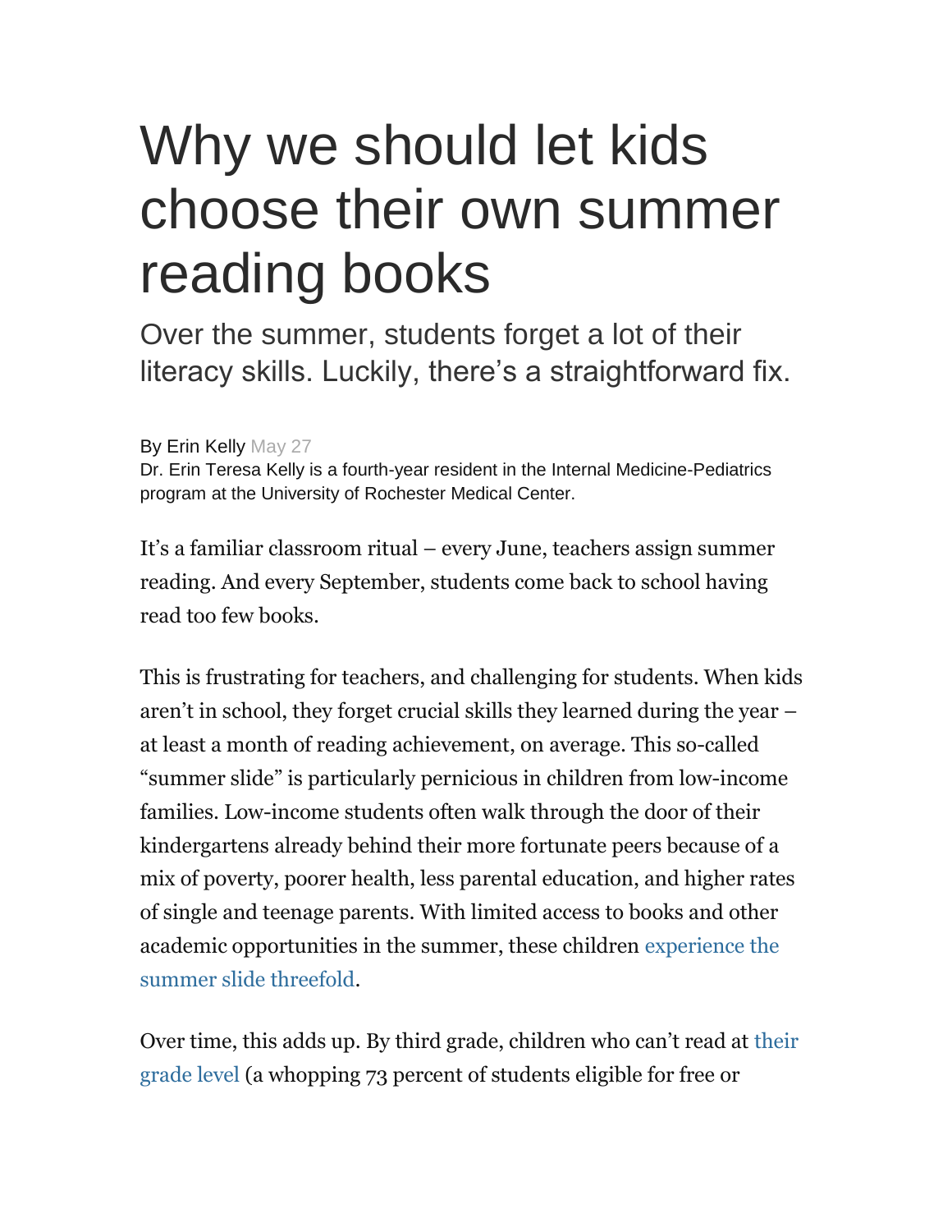# Why we should let kids choose their own summer reading books

## Over the summer, students forget a lot of their literacy skills. Luckily, there's a straightforward fix.

By Erin Kelly May 27

Dr. Erin Teresa Kelly is a fourth-year resident in the Internal Medicine-Pediatrics program at the University of Rochester Medical Center.

It's a familiar classroom ritual – every June, teachers assign summer reading. And every September, students come back to school having read too few books.

This is frustrating for teachers, and challenging for students. When kids aren't in school, they forget crucial skills they learned during the year – at least a month of reading achievement, on average. This so-called "summer slide" is particularly pernicious in children from low-income families. Low-income students often walk through the door of their kindergartens already behind their more fortunate peers because of a mix of poverty, poorer health, less parental education, and higher rates of single and teenage parents. With limited access to books and other academic opportunities in the summer, these children experience the summer slide threefold.

Over time, this adds up. By third grade, children who can't read at their grade level (a whopping 73 percent of students eligible for free or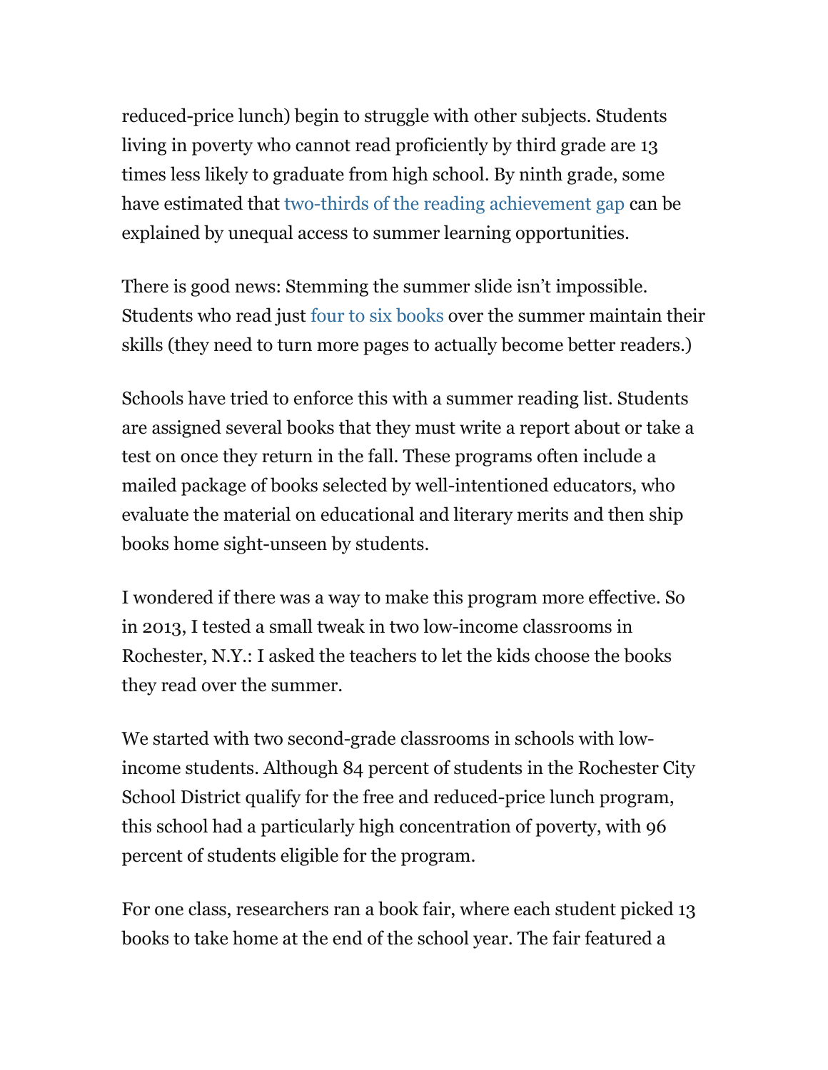reduced-price lunch) begin to struggle with other subjects. Students living in poverty who cannot read proficiently by third grade are 13 times less likely to graduate from high school. By ninth grade, some have estimated that two-thirds of the reading achievement gap can be explained by unequal access to summer learning opportunities.

There is good news: Stemming the summer slide isn't impossible. Students who read just four to six books over the summer maintain their skills (they need to turn more pages to actually become better readers.)

Schools have tried to enforce this with a summer reading list. Students are assigned several books that they must write a report about or take a test on once they return in the fall. These programs often include a mailed package of books selected by well-intentioned educators, who evaluate the material on educational and literary merits and then ship books home sight-unseen by students.

I wondered if there was a way to make this program more effective. So in 2013, I tested a small tweak in two low-income classrooms in Rochester, N.Y.: I asked the teachers to let the kids choose the books they read over the summer.

We started with two second-grade classrooms in schools with low-income students. Although 84 percent of students in the Rochester City School District qualify for the free and reduced-price lunch program, this school had a particularly high concentration of poverty, with 96 percent of students eligible for the program.

For one class, researchers ran a book fair, where each student picked 13 books to take home at the end of the school year. The fair featured a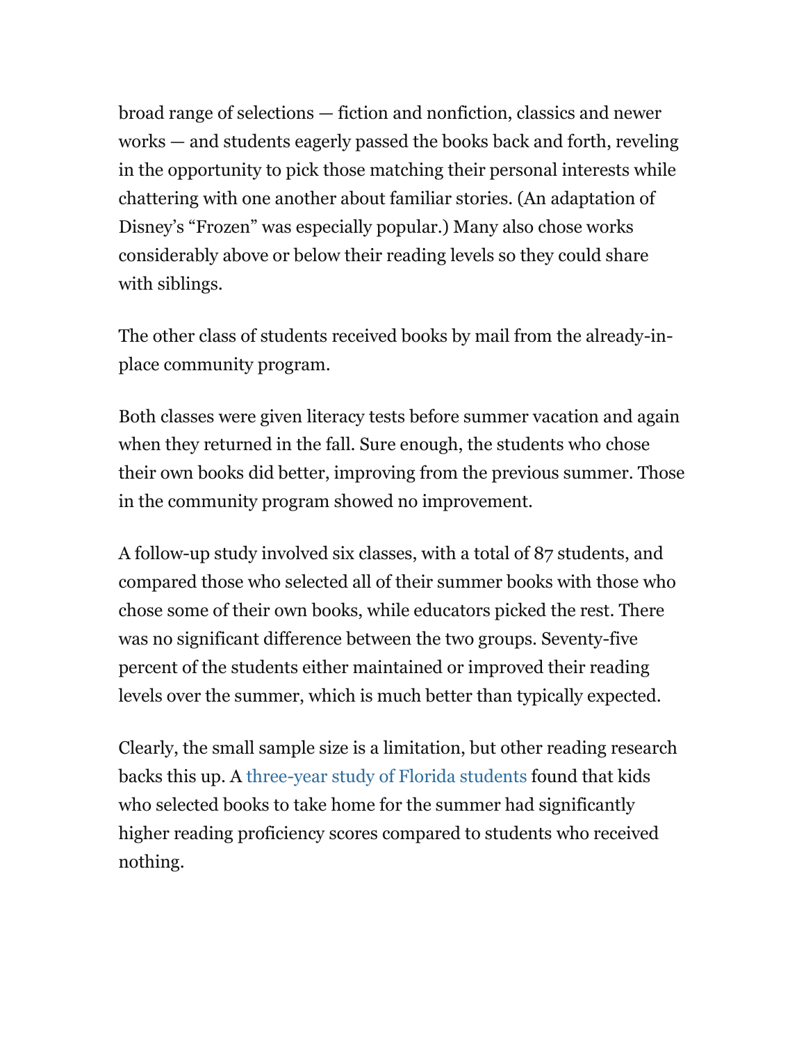broad range of selections — fiction and nonfiction, classics and newer works — and students eagerly passed the books back and forth, reveling in the opportunity to pick those matching their personal interests while chattering with one another about familiar stories. (An adaptation of Disney's "Frozen" was especially popular.) Many also chose works considerably above or below their reading levels so they could share with siblings.

The other class of students received books by mail from the already-in-place community program.

Both classes were given literacy tests before summer vacation and again when they returned in the fall. Sure enough, the students who chose their own books did better, improving from the previous summer. Those in the community program showed no improvement.

A follow-up study involved six classes, with a total of 87 students, and compared those who selected all of their summer books with those who chose some of their own books, while educators picked the rest. There was no significant difference between the two groups. Seventy-five percent of the students either maintained or improved their reading levels over the summer, which is much better than typically expected.

Clearly, the small sample size is a limitation, but other reading research backs this up. A three-year study of Florida students found that kids who selected books to take home for the summer had significantly higher reading proficiency scores compared to students who received nothing.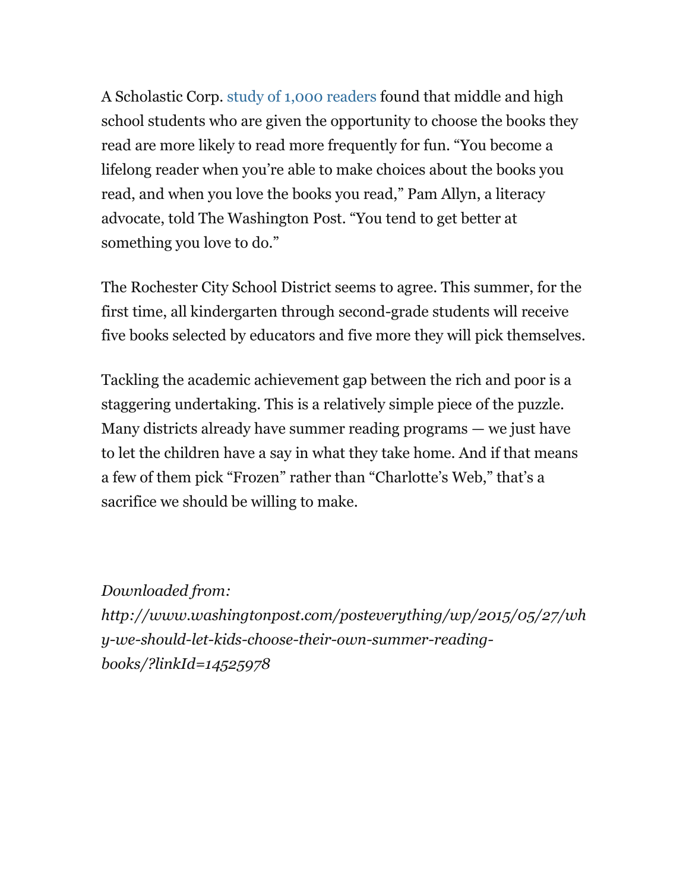A Scholastic Corp. study of 1,000 readers found that middle and high school students who are given the opportunity to choose the books they read are more likely to read more frequently for fun. "You become a lifelong reader when you're able to make choices about the books you read, and when you love the books you read," Pam Allyn, a literacy advocate, told The Washington Post. "You tend to get better at something you love to do."

The Rochester City School District seems to agree. This summer, for the first time, all kindergarten through second-grade students will receive five books selected by educators and five more they will pick themselves.

Tackling the academic achievement gap between the rich and poor is a staggering undertaking. This is a relatively simple piece of the puzzle. Many districts already have summer reading programs — we just have to let the children have a say in what they take home. And if that means a few of them pick "Frozen" rather than "Charlotte's Web," that's a sacrifice we should be willing to make.

*Downloaded from: http://www.washingtonpost.com/posteverything/wp/2015/05/27/why-we-should-let-kids-choose-their-own-summer-reading-books/?linkId=14525978*